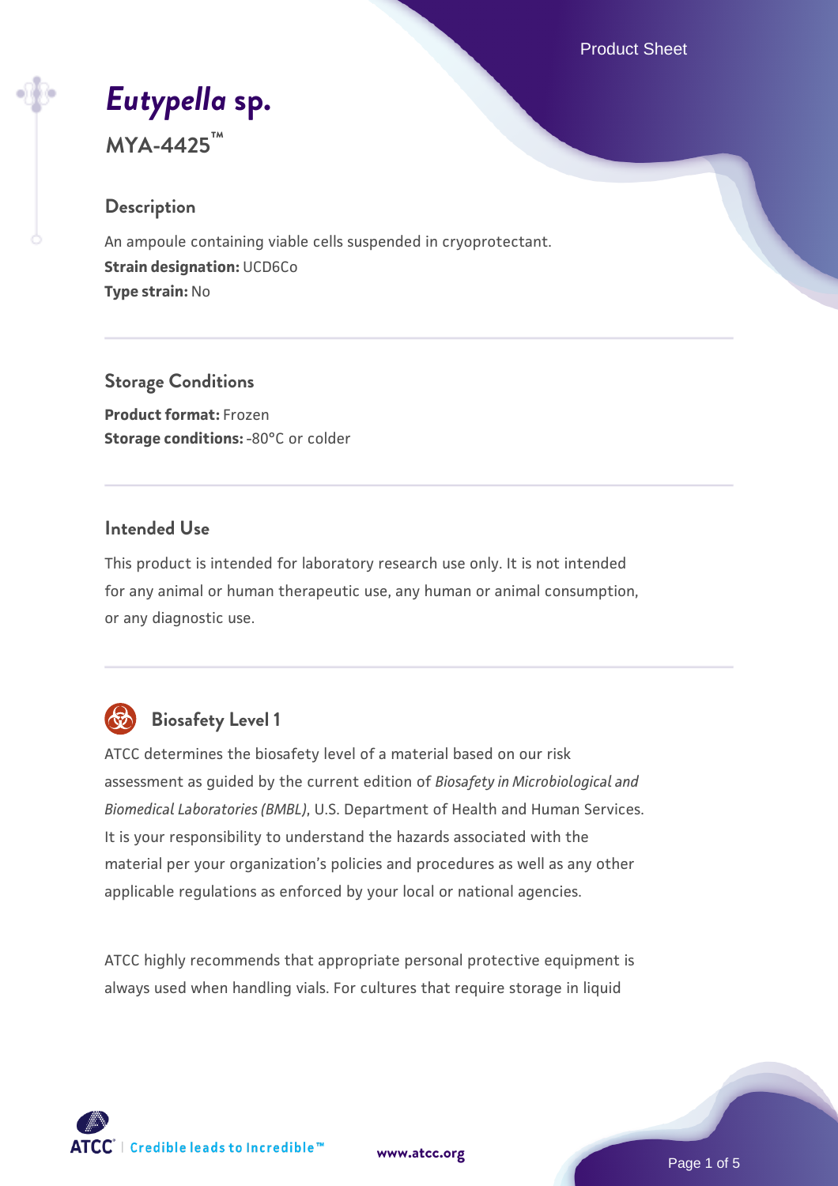# *Eutypella* sp.

**MYA-4425™**

## Description

An ampoule containing viable cells suspended in cryoprotectant.

**Strain designation:** UCD6Co

**Type strain:** No

## Storage Conditions

**Product format:** Frozen

**Storage conditions:** -80°C or colder

## Intended Use

This product is intended for laboratory research use only. It is not intended for any animal or human therapeutic use, any human or animal consumption, or any diagnostic use.

## Biosafety Level 1

ATCC determines the biosafety level of a material based on our risk assessment as guided by the current edition of *Biosafety in Microbiological and Biomedical Laboratories (BMBL)*, U.S. Department of Health and Human Services. It is your responsibility to understand the hazards associated with the material per your organization's policies and procedures as well as any other applicable regulations as enforced by your local or national agencies.

ATCC highly recommends that appropriate personal protective equipment is always used when handling vials. For cultures that require storage in liquid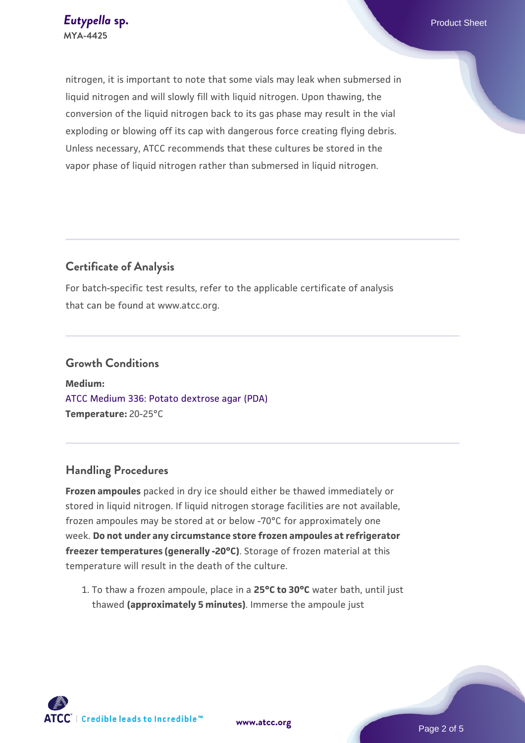nitrogen, it is important to note that some vials may leak when submersed in liquid nitrogen and will slowly fill with liquid nitrogen. Upon thawing, the conversion of the liquid nitrogen back to its gas phase may result in the vial exploding or blowing off its cap with dangerous force creating flying debris. Unless necessary, ATCC recommends that these cultures be stored in the vapor phase of liquid nitrogen rather than submersed in liquid nitrogen.

## Certificate of Analysis

For batch-specific test results, refer to the applicable certificate of analysis that can be found at www.atcc.org.

## Growth Conditions

**Medium:**
ATCC Medium 336: Potato dextrose agar (PDA)
**Temperature:** 20-25°C

## Handling Procedures

**Frozen ampoules** packed in dry ice should either be thawed immediately or stored in liquid nitrogen. If liquid nitrogen storage facilities are not available, frozen ampoules may be stored at or below -70°C for approximately one week. **Do not under any circumstance store frozen ampoules at refrigerator freezer temperatures (generally -20°C)**. Storage of frozen material at this temperature will result in the death of the culture.

1. To thaw a frozen ampoule, place in a **25°C to 30°C** water bath, until just thawed **(approximately 5 minutes)**. Immerse the ampoule just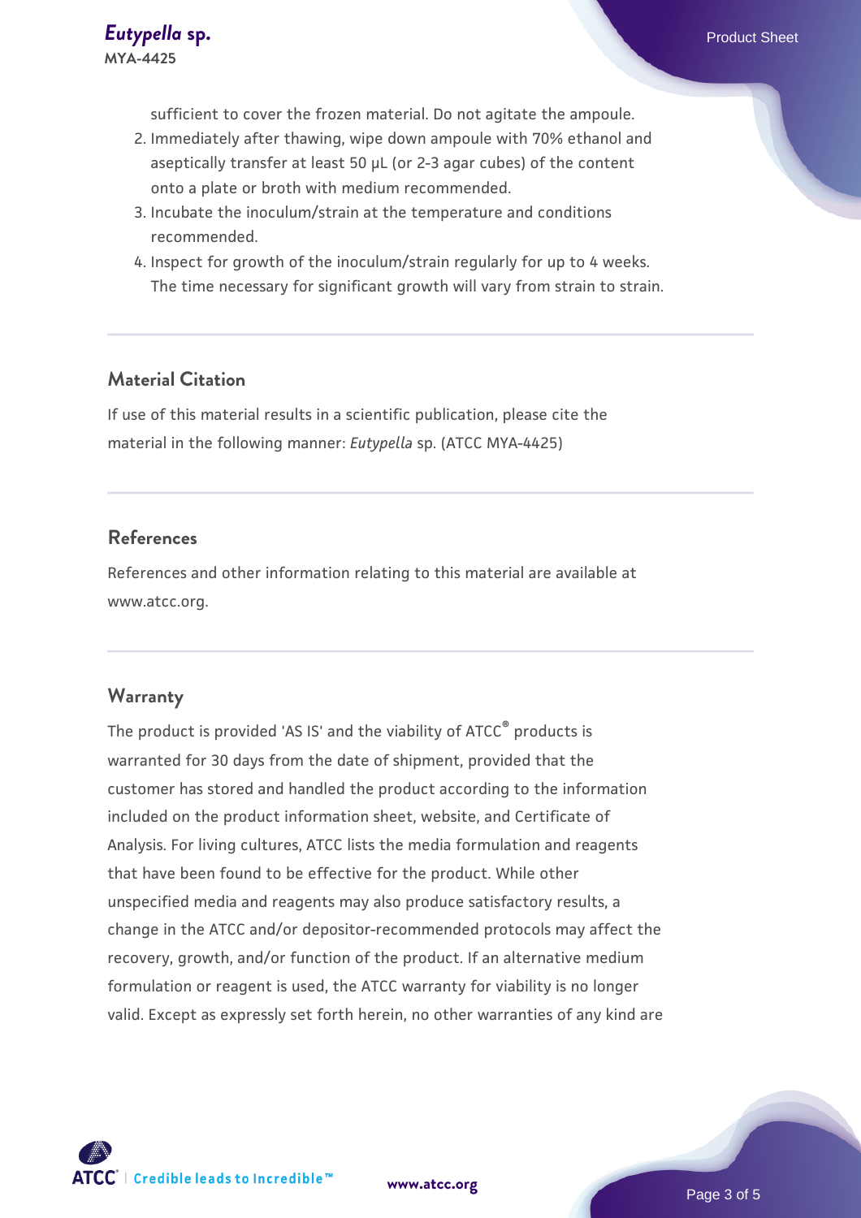sufficient to cover the frozen material. Do not agitate the ampoule.

2. Immediately after thawing, wipe down ampoule with 70% ethanol and aseptically transfer at least 50 µL (or 2-3 agar cubes) of the content onto a plate or broth with medium recommended.
3. Incubate the inoculum/strain at the temperature and conditions recommended.
4. Inspect for growth of the inoculum/strain regularly for up to 4 weeks. The time necessary for significant growth will vary from strain to strain.

## Material Citation

If use of this material results in a scientific publication, please cite the material in the following manner: *Eutypella* sp. (ATCC MYA-4425)

## References

References and other information relating to this material are available at www.atcc.org.

## Warranty

The product is provided 'AS IS' and the viability of ATCC® products is warranted for 30 days from the date of shipment, provided that the customer has stored and handled the product according to the information included on the product information sheet, website, and Certificate of Analysis. For living cultures, ATCC lists the media formulation and reagents that have been found to be effective for the product. While other unspecified media and reagents may also produce satisfactory results, a change in the ATCC and/or depositor-recommended protocols may affect the recovery, growth, and/or function of the product. If an alternative medium formulation or reagent is used, the ATCC warranty for viability is no longer valid. Except as expressly set forth herein, no other warranties of any kind are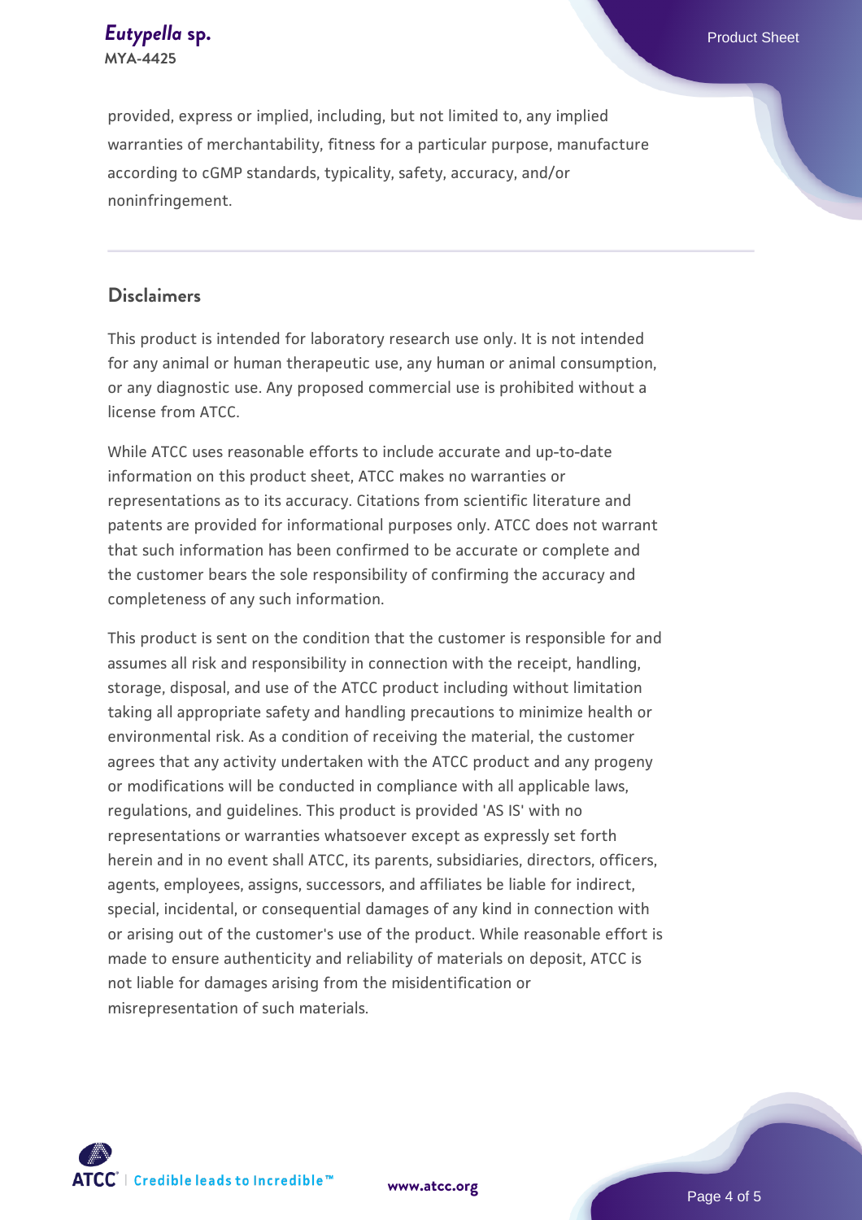provided, express or implied, including, but not limited to, any implied warranties of merchantability, fitness for a particular purpose, manufacture according to cGMP standards, typicality, safety, accuracy, and/or noninfringement.

## Disclaimers

This product is intended for laboratory research use only. It is not intended for any animal or human therapeutic use, any human or animal consumption, or any diagnostic use. Any proposed commercial use is prohibited without a license from ATCC.

While ATCC uses reasonable efforts to include accurate and up-to-date information on this product sheet, ATCC makes no warranties or representations as to its accuracy. Citations from scientific literature and patents are provided for informational purposes only. ATCC does not warrant that such information has been confirmed to be accurate or complete and the customer bears the sole responsibility of confirming the accuracy and completeness of any such information.

This product is sent on the condition that the customer is responsible for and assumes all risk and responsibility in connection with the receipt, handling, storage, disposal, and use of the ATCC product including without limitation taking all appropriate safety and handling precautions to minimize health or environmental risk. As a condition of receiving the material, the customer agrees that any activity undertaken with the ATCC product and any progeny or modifications will be conducted in compliance with all applicable laws, regulations, and guidelines. This product is provided 'AS IS' with no representations or warranties whatsoever except as expressly set forth herein and in no event shall ATCC, its parents, subsidiaries, directors, officers, agents, employees, assigns, successors, and affiliates be liable for indirect, special, incidental, or consequential damages of any kind in connection with or arising out of the customer's use of the product. While reasonable effort is made to ensure authenticity and reliability of materials on deposit, ATCC is not liable for damages arising from the misidentification or misrepresentation of such materials.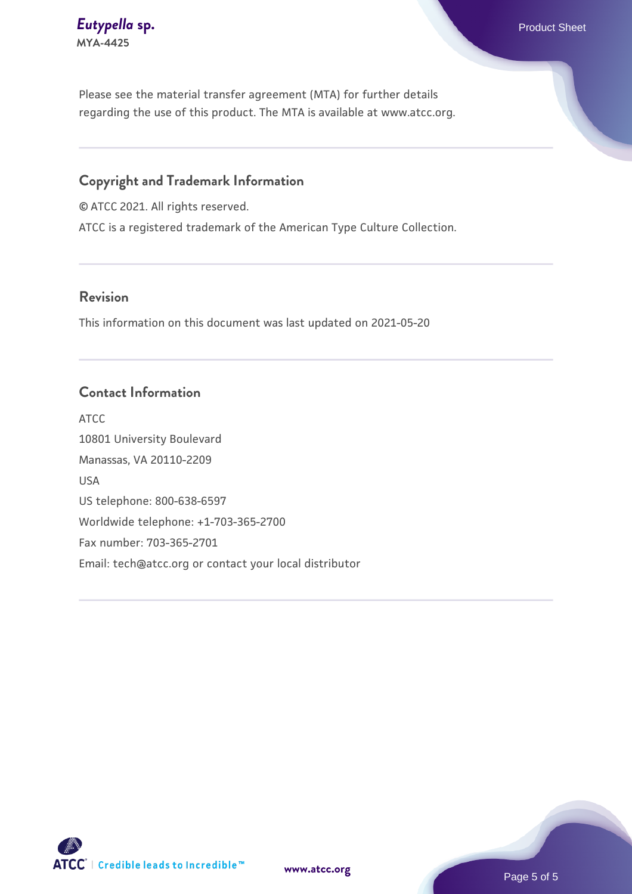Please see the material transfer agreement (MTA) for further details regarding the use of this product. The MTA is available at www.atcc.org.

## Copyright and Trademark Information

© ATCC 2021. All rights reserved.

ATCC is a registered trademark of the American Type Culture Collection.

## Revision

This information on this document was last updated on 2021-05-20

## Contact Information

ATCC
10801 University Boulevard
Manassas, VA 20110-2209
USA
US telephone: 800-638-6597
Worldwide telephone: +1-703-365-2700
Fax number: 703-365-2701
Email: tech@atcc.org or contact your local distributor